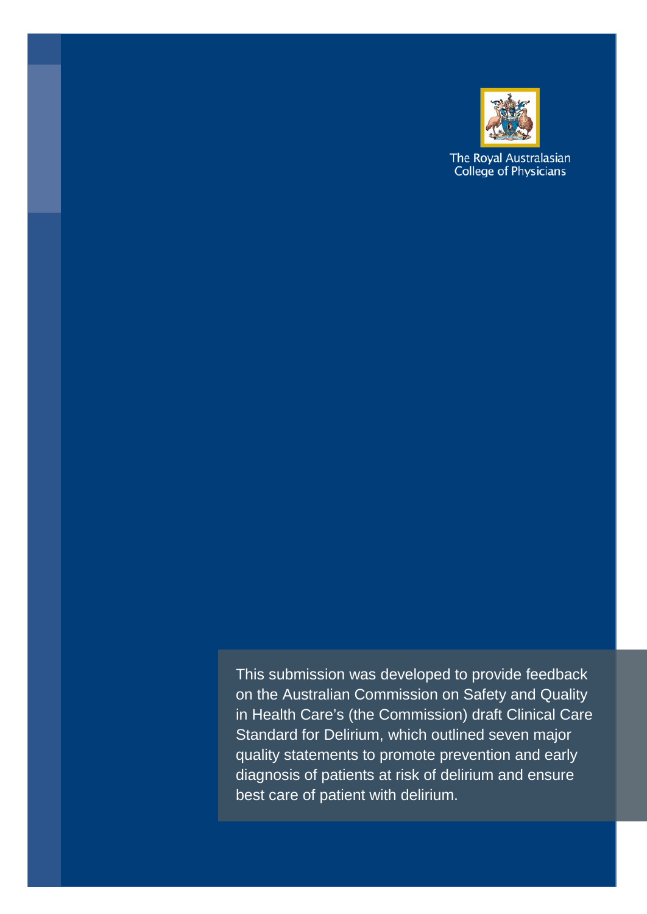The Royal Australasian College of Physicians

This submission was developed to provide feedback on the Australian Commission on Safety and Quality in Health Care's (the Commission) draft Clinical Care Standard for Delirium, which outlined seven major quality statements to promote prevention and early diagnosis of patients at risk of delirium and ensure best care of patient with delirium.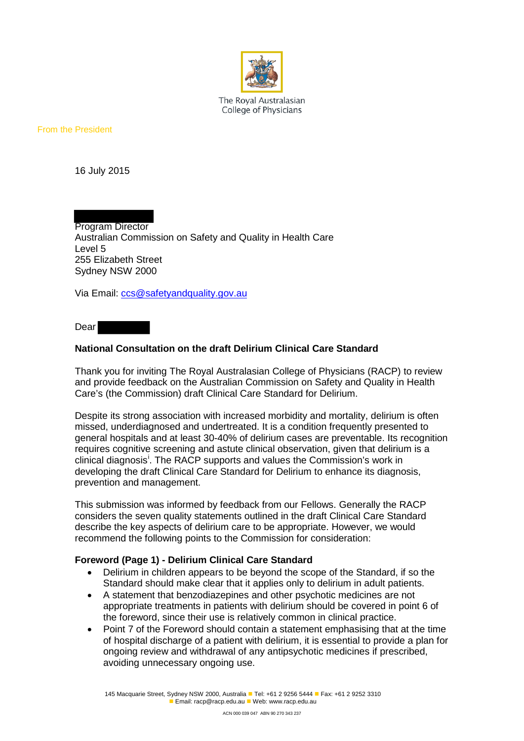The Royal Australasian College of Physicians

From the President

16 July 2015

Program Director
Australian Commission on Safety and Quality in Health Care
Level 5
255 Elizabeth Street
Sydney NSW 2000

Via Email: ccs@safetyandquality.gov.au

Dear

**National Consultation on the draft Delirium Clinical Care Standard**

Thank you for inviting The Royal Australasian College of Physicians (RACP) to review and provide feedback on the Australian Commission on Safety and Quality in Health Care's (the Commission) draft Clinical Care Standard for Delirium.

Despite its strong association with increased morbidity and mortality, delirium is often missed, underdiagnosed and undertreated. It is a condition frequently presented to general hospitals and at least 30-40% of delirium cases are preventable. Its recognition requires cognitive screening and astute clinical observation, given that delirium is a clinical diagnosis[i]. The RACP supports and values the Commission's work in developing the draft Clinical Care Standard for Delirium to enhance its diagnosis, prevention and management.

This submission was informed by feedback from our Fellows. Generally the RACP considers the seven quality statements outlined in the draft Clinical Care Standard describe the key aspects of delirium care to be appropriate. However, we would recommend the following points to the Commission for consideration:

**Foreword (Page 1) - Delirium Clinical Care Standard**

- Delirium in children appears to be beyond the scope of the Standard, if so the Standard should make clear that it applies only to delirium in adult patients.
- A statement that benzodiazepines and other psychotic medicines are not appropriate treatments in patients with delirium should be covered in point 6 of the foreword, since their use is relatively common in clinical practice.
- Point 7 of the Foreword should contain a statement emphasising that at the time of hospital discharge of a patient with delirium, it is essential to provide a plan for ongoing review and withdrawal of any antipsychotic medicines if prescribed, avoiding unnecessary ongoing use.

145 Macquarie Street, Sydney NSW 2000, Australia ■ Tel: +61 2 9256 5444 ■ Fax: +61 2 9252 3310
■ Email: racp@racp.edu.au ■ Web: www.racp.edu.au

ACN 000 039 047 ABN 90 270 343 237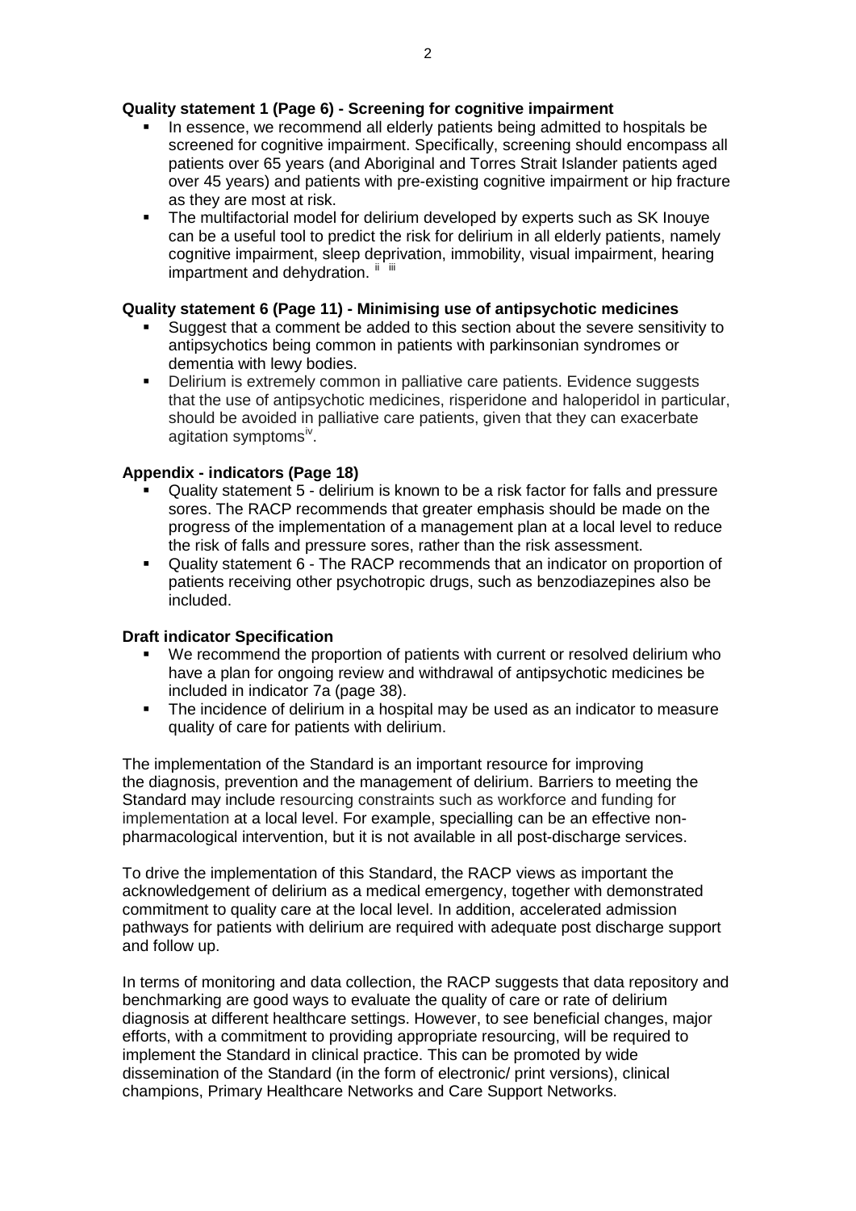**Quality statement 1 (Page 6) - Screening for cognitive impairment**

- In essence, we recommend all elderly patients being admitted to hospitals be screened for cognitive impairment. Specifically, screening should encompass all patients over 65 years (and Aboriginal and Torres Strait Islander patients aged over 45 years) and patients with pre-existing cognitive impairment or hip fracture as they are most at risk.
- The multifactorial model for delirium developed by experts such as SK Inouye can be a useful tool to predict the risk for delirium in all elderly patients, namely cognitive impairment, sleep deprivation, immobility, visual impairment, hearing impartment and dehydration. [ii] [iii]

**Quality statement 6 (Page 11) - Minimising use of antipsychotic medicines**

- Suggest that a comment be added to this section about the severe sensitivity to antipsychotics being common in patients with parkinsonian syndromes or dementia with lewy bodies.
- Delirium is extremely common in palliative care patients. Evidence suggests that the use of antipsychotic medicines, risperidone and haloperidol in particular, should be avoided in palliative care patients, given that they can exacerbate agitation symptoms[iv].

**Appendix - indicators (Page 18)**

- Quality statement 5 - delirium is known to be a risk factor for falls and pressure sores. The RACP recommends that greater emphasis should be made on the progress of the implementation of a management plan at a local level to reduce the risk of falls and pressure sores, rather than the risk assessment.
- Quality statement 6 - The RACP recommends that an indicator on proportion of patients receiving other psychotropic drugs, such as benzodiazepines also be included.

**Draft indicator Specification**

- We recommend the proportion of patients with current or resolved delirium who have a plan for ongoing review and withdrawal of antipsychotic medicines be included in indicator 7a (page 38).
- The incidence of delirium in a hospital may be used as an indicator to measure quality of care for patients with delirium.

The implementation of the Standard is an important resource for improving the diagnosis, prevention and the management of delirium. Barriers to meeting the Standard may include resourcing constraints such as workforce and funding for implementation at a local level. For example, specialling can be an effective non-pharmacological intervention, but it is not available in all post-discharge services.

To drive the implementation of this Standard, the RACP views as important the acknowledgement of delirium as a medical emergency, together with demonstrated commitment to quality care at the local level. In addition, accelerated admission pathways for patients with delirium are required with adequate post discharge support and follow up.

In terms of monitoring and data collection, the RACP suggests that data repository and benchmarking are good ways to evaluate the quality of care or rate of delirium diagnosis at different healthcare settings. However, to see beneficial changes, major efforts, with a commitment to providing appropriate resourcing, will be required to implement the Standard in clinical practice. This can be promoted by wide dissemination of the Standard (in the form of electronic/ print versions), clinical champions, Primary Healthcare Networks and Care Support Networks.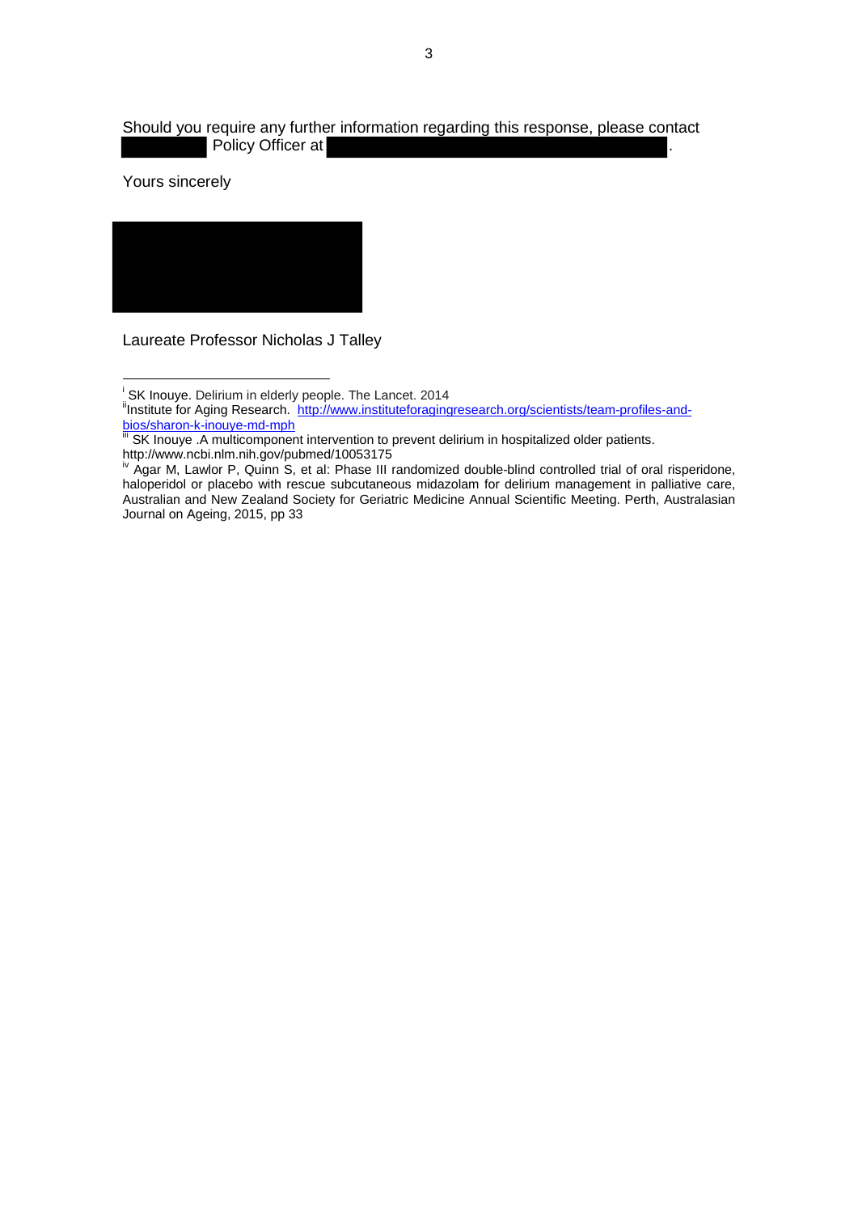Should you require any further information regarding this response, please contact Policy Officer at .

Yours sincerely

Laureate Professor Nicholas J Talley

---

[i] SK Inouye. Delirium in elderly people. The Lancet. 2014

[ii] Institute for Aging Research. http://www.instituteforagingresearch.org/scientists/team-profiles-and-bios/sharon-k-inouye-md-mph

[iii] SK Inouye .A multicomponent intervention to prevent delirium in hospitalized older patients. http://www.ncbi.nlm.nih.gov/pubmed/10053175

[iv] Agar M, Lawlor P, Quinn S, et al: Phase III randomized double-blind controlled trial of oral risperidone, haloperidol or placebo with rescue subcutaneous midazolam for delirium management in palliative care, Australian and New Zealand Society for Geriatric Medicine Annual Scientific Meeting. Perth, Australasian Journal on Ageing, 2015, pp 33